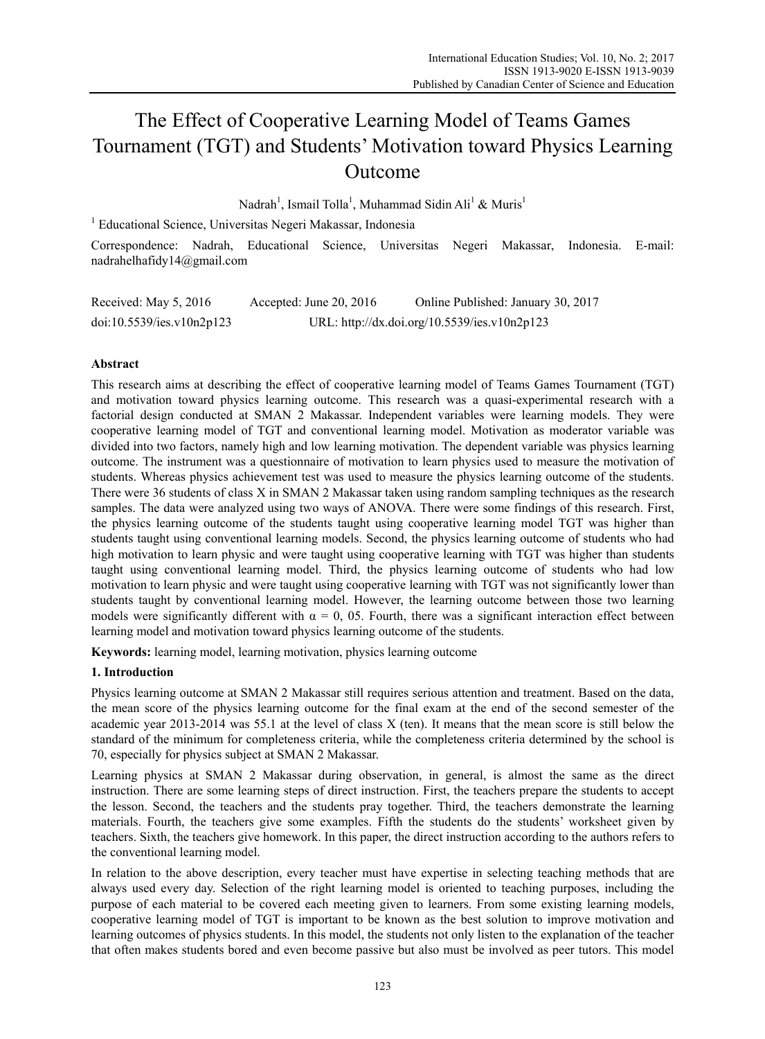# The Effect of Cooperative Learning Model of Teams Games Tournament (TGT) and Students' Motivation toward Physics Learning Outcome

Nadrah[1], Ismail Tolla[1], Muhammad Sidin Ali[1] & Muris[1]

[1] Educational Science, Universitas Negeri Makassar, Indonesia

Correspondence: Nadrah, Educational Science, Universitas Negeri Makassar, Indonesia. E-mail: nadrahelhafidy14@gmail.com

Received: May 5, 2016   Accepted: June 20, 2016   Online Published: January 30, 2017

doi:10.5539/ies.v10n2p123   URL: http://dx.doi.org/10.5539/ies.v10n2p123

## Abstract

This research aims at describing the effect of cooperative learning model of Teams Games Tournament (TGT) and motivation toward physics learning outcome. This research was a quasi-experimental research with a factorial design conducted at SMAN 2 Makassar. Independent variables were learning models. They were cooperative learning model of TGT and conventional learning model. Motivation as moderator variable was divided into two factors, namely high and low learning motivation. The dependent variable was physics learning outcome. The instrument was a questionnaire of motivation to learn physics used to measure the motivation of students. Whereas physics achievement test was used to measure the physics learning outcome of the students. There were 36 students of class X in SMAN 2 Makassar taken using random sampling techniques as the research samples. The data were analyzed using two ways of ANOVA. There were some findings of this research. First, the physics learning outcome of the students taught using cooperative learning model TGT was higher than students taught using conventional learning models. Second, the physics learning outcome of students who had high motivation to learn physic and were taught using cooperative learning with TGT was higher than students taught using conventional learning model. Third, the physics learning outcome of students who had low motivation to learn physic and were taught using cooperative learning with TGT was not significantly lower than students taught by conventional learning model. However, the learning outcome between those two learning models were significantly different with $\alpha = 0, 05$. Fourth, there was a significant interaction effect between learning model and motivation toward physics learning outcome of the students.

**Keywords:** learning model, learning motivation, physics learning outcome

## 1. Introduction

Physics learning outcome at SMAN 2 Makassar still requires serious attention and treatment. Based on the data, the mean score of the physics learning outcome for the final exam at the end of the second semester of the academic year 2013-2014 was 55.1 at the level of class X (ten). It means that the mean score is still below the standard of the minimum for completeness criteria, while the completeness criteria determined by the school is 70, especially for physics subject at SMAN 2 Makassar.

Learning physics at SMAN 2 Makassar during observation, in general, is almost the same as the direct instruction. There are some learning steps of direct instruction. First, the teachers prepare the students to accept the lesson. Second, the teachers and the students pray together. Third, the teachers demonstrate the learning materials. Fourth, the teachers give some examples. Fifth the students do the students' worksheet given by teachers. Sixth, the teachers give homework. In this paper, the direct instruction according to the authors refers to the conventional learning model.

In relation to the above description, every teacher must have expertise in selecting teaching methods that are always used every day. Selection of the right learning model is oriented to teaching purposes, including the purpose of each material to be covered each meeting given to learners. From some existing learning models, cooperative learning model of TGT is important to be known as the best solution to improve motivation and learning outcomes of physics students. In this model, the students not only listen to the explanation of the teacher that often makes students bored and even become passive but also must be involved as peer tutors. This model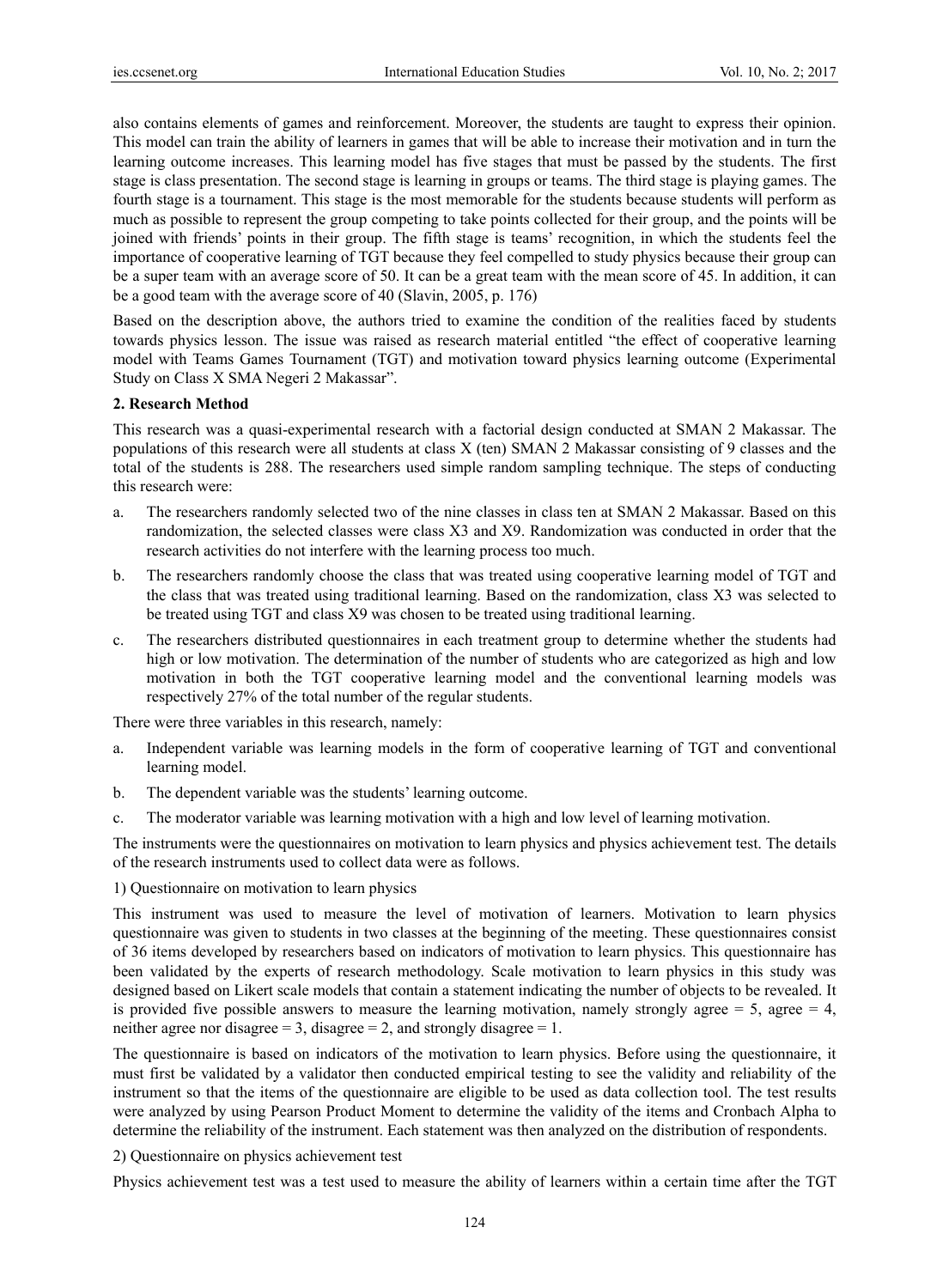also contains elements of games and reinforcement. Moreover, the students are taught to express their opinion. This model can train the ability of learners in games that will be able to increase their motivation and in turn the learning outcome increases. This learning model has five stages that must be passed by the students. The first stage is class presentation. The second stage is learning in groups or teams. The third stage is playing games. The fourth stage is a tournament. This stage is the most memorable for the students because students will perform as much as possible to represent the group competing to take points collected for their group, and the points will be joined with friends' points in their group. The fifth stage is teams' recognition, in which the students feel the importance of cooperative learning of TGT because they feel compelled to study physics because their group can be a super team with an average score of 50. It can be a great team with the mean score of 45. In addition, it can be a good team with the average score of 40 (Slavin, 2005, p. 176)

Based on the description above, the authors tried to examine the condition of the realities faced by students towards physics lesson. The issue was raised as research material entitled "the effect of cooperative learning model with Teams Games Tournament (TGT) and motivation toward physics learning outcome (Experimental Study on Class X SMA Negeri 2 Makassar".

## 2. Research Method

This research was a quasi-experimental research with a factorial design conducted at SMAN 2 Makassar. The populations of this research were all students at class X (ten) SMAN 2 Makassar consisting of 9 classes and the total of the students is 288. The researchers used simple random sampling technique. The steps of conducting this research were:

a. The researchers randomly selected two of the nine classes in class ten at SMAN 2 Makassar. Based on this randomization, the selected classes were class X3 and X9. Randomization was conducted in order that the research activities do not interfere with the learning process too much.

b. The researchers randomly choose the class that was treated using cooperative learning model of TGT and the class that was treated using traditional learning. Based on the randomization, class X3 was selected to be treated using TGT and class X9 was chosen to be treated using traditional learning.

c. The researchers distributed questionnaires in each treatment group to determine whether the students had high or low motivation. The determination of the number of students who are categorized as high and low motivation in both the TGT cooperative learning model and the conventional learning models was respectively 27% of the total number of the regular students.

There were three variables in this research, namely:

a. Independent variable was learning models in the form of cooperative learning of TGT and conventional learning model.

b. The dependent variable was the students' learning outcome.

c. The moderator variable was learning motivation with a high and low level of learning motivation.

The instruments were the questionnaires on motivation to learn physics and physics achievement test. The details of the research instruments used to collect data were as follows.

1) Questionnaire on motivation to learn physics

This instrument was used to measure the level of motivation of learners. Motivation to learn physics questionnaire was given to students in two classes at the beginning of the meeting. These questionnaires consist of 36 items developed by researchers based on indicators of motivation to learn physics. This questionnaire has been validated by the experts of research methodology. Scale motivation to learn physics in this study was designed based on Likert scale models that contain a statement indicating the number of objects to be revealed. It is provided five possible answers to measure the learning motivation, namely strongly agree = 5, agree = 4, neither agree nor disagree = 3, disagree = 2, and strongly disagree = 1.

The questionnaire is based on indicators of the motivation to learn physics. Before using the questionnaire, it must first be validated by a validator then conducted empirical testing to see the validity and reliability of the instrument so that the items of the questionnaire are eligible to be used as data collection tool. The test results were analyzed by using Pearson Product Moment to determine the validity of the items and Cronbach Alpha to determine the reliability of the instrument. Each statement was then analyzed on the distribution of respondents.

2) Questionnaire on physics achievement test

Physics achievement test was a test used to measure the ability of learners within a certain time after the TGT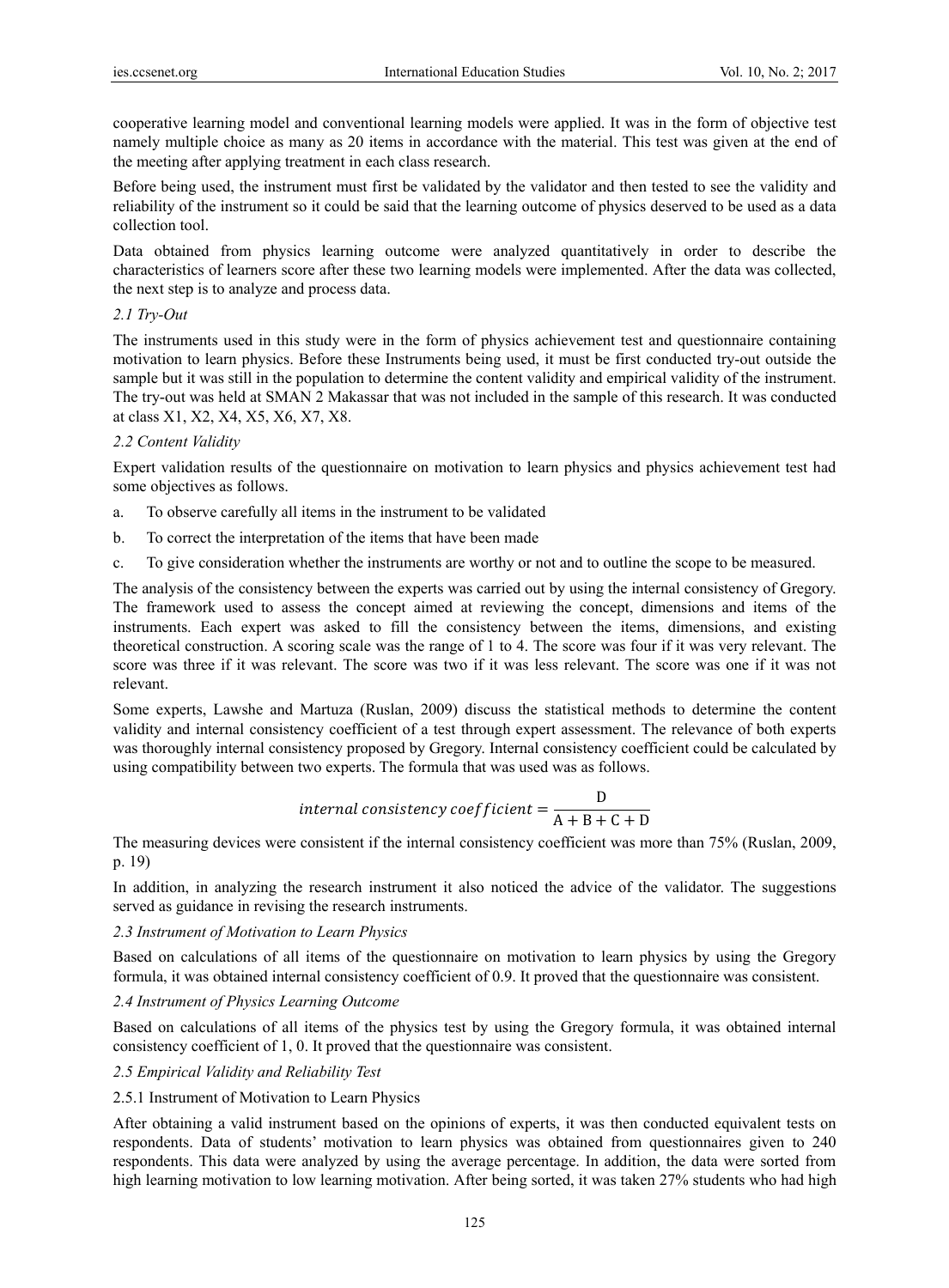cooperative learning model and conventional learning models were applied. It was in the form of objective test namely multiple choice as many as 20 items in accordance with the material. This test was given at the end of the meeting after applying treatment in each class research.

Before being used, the instrument must first be validated by the validator and then tested to see the validity and reliability of the instrument so it could be said that the learning outcome of physics deserved to be used as a data collection tool.

Data obtained from physics learning outcome were analyzed quantitatively in order to describe the characteristics of learners score after these two learning models were implemented. After the data was collected, the next step is to analyze and process data.

### *2.1 Try-Out*

The instruments used in this study were in the form of physics achievement test and questionnaire containing motivation to learn physics. Before these Instruments being used, it must be first conducted try-out outside the sample but it was still in the population to determine the content validity and empirical validity of the instrument. The try-out was held at SMAN 2 Makassar that was not included in the sample of this research. It was conducted at class X1, X2, X4, X5, X6, X7, X8.

### *2.2 Content Validity*

Expert validation results of the questionnaire on motivation to learn physics and physics achievement test had some objectives as follows.

a. To observe carefully all items in the instrument to be validated

b. To correct the interpretation of the items that have been made

c. To give consideration whether the instruments are worthy or not and to outline the scope to be measured.

The analysis of the consistency between the experts was carried out by using the internal consistency of Gregory. The framework used to assess the concept aimed at reviewing the concept, dimensions and items of the instruments. Each expert was asked to fill the consistency between the items, dimensions, and existing theoretical construction. A scoring scale was the range of 1 to 4. The score was four if it was very relevant. The score was three if it was relevant. The score was two if it was less relevant. The score was one if it was not relevant.

Some experts, Lawshe and Martuza (Ruslan, 2009) discuss the statistical methods to determine the content validity and internal consistency coefficient of a test through expert assessment. The relevance of both experts was thoroughly internal consistency proposed by Gregory. Internal consistency coefficient could be calculated by using compatibility between two experts. The formula that was used was as follows.

$$internal\ consistency\ coefficient = \frac{\mathrm{D}}{\mathrm{A+B+C+D}}$$

The measuring devices were consistent if the internal consistency coefficient was more than 75% (Ruslan, 2009, p. 19)

In addition, in analyzing the research instrument it also noticed the advice of the validator. The suggestions served as guidance in revising the research instruments.

### *2.3 Instrument of Motivation to Learn Physics*

Based on calculations of all items of the questionnaire on motivation to learn physics by using the Gregory formula, it was obtained internal consistency coefficient of 0.9. It proved that the questionnaire was consistent.

### *2.4 Instrument of Physics Learning Outcome*

Based on calculations of all items of the physics test by using the Gregory formula, it was obtained internal consistency coefficient of 1, 0. It proved that the questionnaire was consistent.

### *2.5 Empirical Validity and Reliability Test*

#### 2.5.1 Instrument of Motivation to Learn Physics

After obtaining a valid instrument based on the opinions of experts, it was then conducted equivalent tests on respondents. Data of students' motivation to learn physics was obtained from questionnaires given to 240 respondents. This data were analyzed by using the average percentage. In addition, the data were sorted from high learning motivation to low learning motivation. After being sorted, it was taken 27% students who had high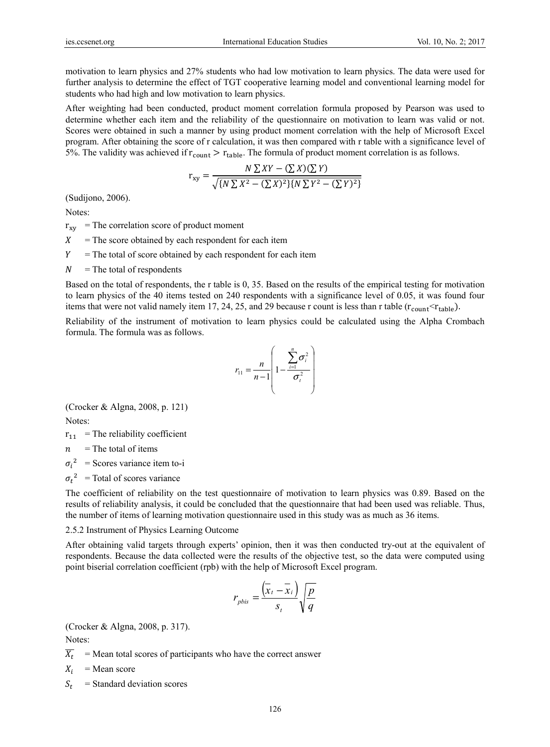motivation to learn physics and 27% students who had low motivation to learn physics. The data were used for further analysis to determine the effect of TGT cooperative learning model and conventional learning model for students who had high and low motivation to learn physics.

After weighting had been conducted, product moment correlation formula proposed by Pearson was used to determine whether each item and the reliability of the questionnaire on motivation to learn was valid or not. Scores were obtained in such a manner by using product moment correlation with the help of Microsoft Excel program. After obtaining the score of r calculation, it was then compared with r table with a significance level of 5%. The validity was achieved if $r_{count} > r_{table}$. The formula of product moment correlation is as follows.

$$r_{xy} = \frac{N\sum XY - (\sum X)(\sum Y)}{\sqrt{\{N\sum X^2 - (\sum X)^2\}\{N\sum Y^2 - (\sum Y)^2\}}}$$

(Sudijono, 2006).

Notes:

$r_{xy}$ = The correlation score of product moment

$X$ = The score obtained by each respondent for each item

$Y$ = The total of score obtained by each respondent for each item

$N$ = The total of respondents

Based on the total of respondents, the r table is 0, 35. Based on the results of the empirical testing for motivation to learn physics of the 40 items tested on 240 respondents with a significance level of 0.05, it was found four items that were not valid namely item 17, 24, 25, and 29 because r count is less than r table ($r_{count} < r_{table}$).

Reliability of the instrument of motivation to learn physics could be calculated using the Alpha Crombach formula. The formula was as follows.

$$r_{11} = \frac{n}{n-1}\left(1 - \frac{\sum_{i=1}^{n}\sigma_i^2}{\sigma_t^2}\right)$$

(Crocker & Algna, 2008, p. 121)

Notes:

$r_{11}$ = The reliability coefficient

$n$ = The total of items

$\sigma_i^2$ = Scores variance item to-i

$\sigma_t^2$ = Total of scores variance

The coefficient of reliability on the test questionnaire of motivation to learn physics was 0.89. Based on the results of reliability analysis, it could be concluded that the questionnaire that had been used was reliable. Thus, the number of items of learning motivation questionnaire used in this study was as much as 36 items.

2.5.2 Instrument of Physics Learning Outcome

After obtaining valid targets through experts' opinion, then it was then conducted try-out at the equivalent of respondents. Because the data collected were the results of the objective test, so the data were computed using point biserial correlation coefficient (rpb) with the help of Microsoft Excel program.

$$r_{pbis} = \frac{\left(\overline{x}_t - \overline{x}_i\right)}{s_t}\sqrt{\frac{p}{q}}$$

(Crocker & Algna, 2008, p. 317).

Notes:

$\overline{X_t}$ = Mean total scores of participants who have the correct answer

$X_i$ = Mean score

$S_t$ = Standard deviation scores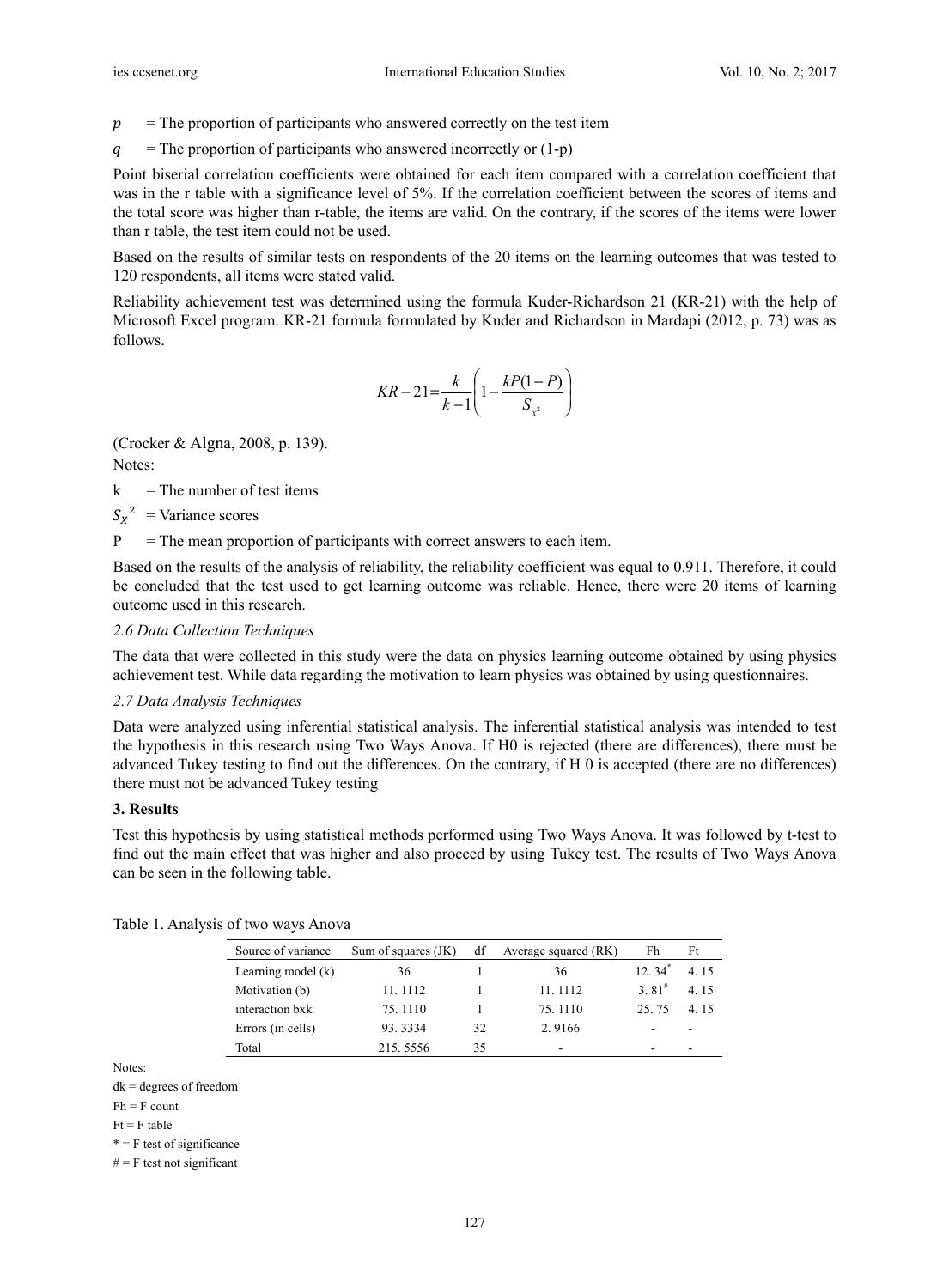$p$ = The proportion of participants who answered correctly on the test item

$q$ = The proportion of participants who answered incorrectly or (1-p)

Point biserial correlation coefficients were obtained for each item compared with a correlation coefficient that was in the r table with a significance level of 5%. If the correlation coefficient between the scores of items and the total score was higher than r-table, the items are valid. On the contrary, if the scores of the items were lower than r table, the test item could not be used.

Based on the results of similar tests on respondents of the 20 items on the learning outcomes that was tested to 120 respondents, all items were stated valid.

Reliability achievement test was determined using the formula Kuder-Richardson 21 (KR-21) with the help of Microsoft Excel program. KR-21 formula formulated by Kuder and Richardson in Mardapi (2012, p. 73) was as follows.

$$KR-21=\frac{k}{k-1}\left(1-\frac{kP(1-P)}{S_{x^2}}\right)$$

(Crocker & Algna, 2008, p. 139).

Notes:

k = The number of test items

$S_X{}^2$ = Variance scores

P = The mean proportion of participants with correct answers to each item.

Based on the results of the analysis of reliability, the reliability coefficient was equal to 0.911. Therefore, it could be concluded that the test used to get learning outcome was reliable. Hence, there were 20 items of learning outcome used in this research.

### *2.6 Data Collection Techniques*

The data that were collected in this study were the data on physics learning outcome obtained by using physics achievement test. While data regarding the motivation to learn physics was obtained by using questionnaires.

### *2.7 Data Analysis Techniques*

Data were analyzed using inferential statistical analysis. The inferential statistical analysis was intended to test the hypothesis in this research using Two Ways Anova. If H0 is rejected (there are differences), there must be advanced Tukey testing to find out the differences. On the contrary, if H 0 is accepted (there are no differences) there must not be advanced Tukey testing

## **3. Results**

Test this hypothesis by using statistical methods performed using Two Ways Anova. It was followed by t-test to find out the main effect that was higher and also proceed by using Tukey test. The results of Two Ways Anova can be seen in the following table.

Table 1. Analysis of two ways Anova

| Source of variance | Sum of squares (JK) | df | Average squared (RK) | Fh | Ft |
|---|---|---|---|---|---|
| Learning model (k) | 36 | 1 | 36 | 12. 34* | 4. 15 |
| Motivation (b) | 11. 1112 | 1 | 11. 1112 | 3. 81# | 4. 15 |
| interaction bxk | 75. 1110 | 1 | 75. 1110 | 25. 75 | 4. 15 |
| Errors (in cells) | 93. 3334 | 32 | 2. 9166 | - | - |
| Total | 215. 5556 | 35 | - | - | - |

Notes:

dk = degrees of freedom

Fh = F count

Ft = F table

* = F test of significance

# = F test not significant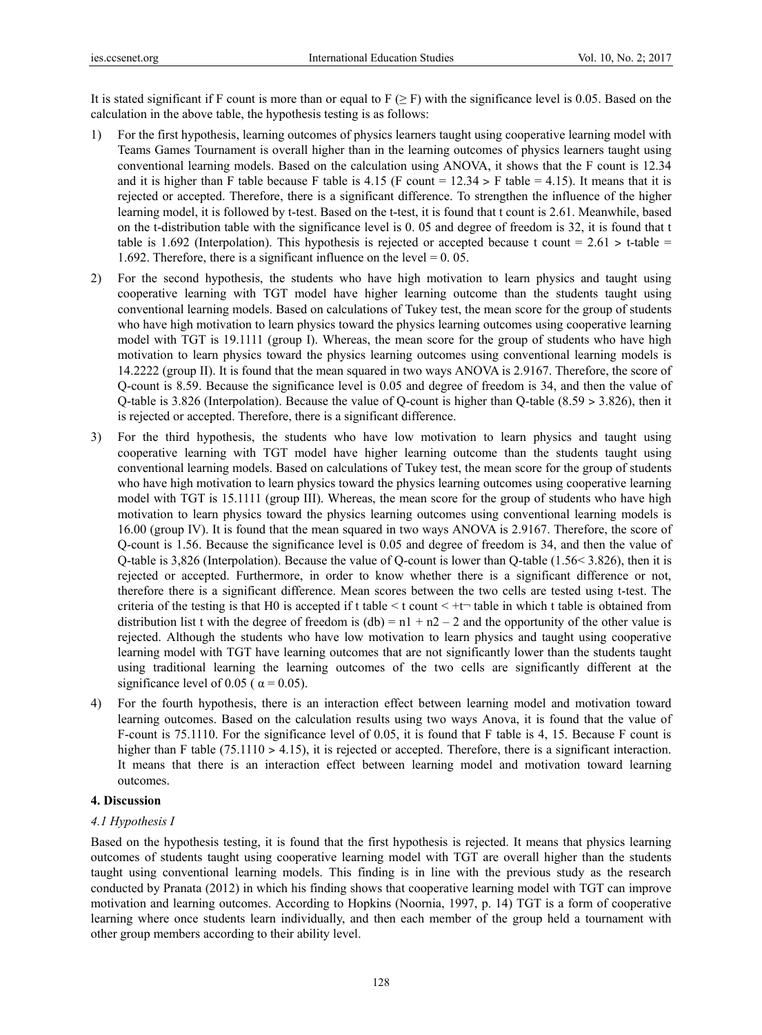It is stated significant if F count is more than or equal to F (≥ F) with the significance level is 0.05. Based on the calculation in the above table, the hypothesis testing is as follows:

1) For the first hypothesis, learning outcomes of physics learners taught using cooperative learning model with Teams Games Tournament is overall higher than in the learning outcomes of physics learners taught using conventional learning models. Based on the calculation using ANOVA, it shows that the F count is 12.34 and it is higher than F table because F table is 4.15 (F count = 12.34 > F table = 4.15). It means that it is rejected or accepted. Therefore, there is a significant difference. To strengthen the influence of the higher learning model, it is followed by t-test. Based on the t-test, it is found that t count is 2.61. Meanwhile, based on the t-distribution table with the significance level is 0. 05 and degree of freedom is 32, it is found that t table is 1.692 (Interpolation). This hypothesis is rejected or accepted because t count = 2.61 > t-table = 1.692. Therefore, there is a significant influence on the level = 0. 05.

2) For the second hypothesis, the students who have high motivation to learn physics and taught using cooperative learning with TGT model have higher learning outcome than the students taught using conventional learning models. Based on calculations of Tukey test, the mean score for the group of students who have high motivation to learn physics toward the physics learning outcomes using cooperative learning model with TGT is 19.1111 (group I). Whereas, the mean score for the group of students who have high motivation to learn physics toward the physics learning outcomes using conventional learning models is 14.2222 (group II). It is found that the mean squared in two ways ANOVA is 2.9167. Therefore, the score of Q-count is 8.59. Because the significance level is 0.05 and degree of freedom is 34, and then the value of Q-table is 3.826 (Interpolation). Because the value of Q-count is higher than Q-table (8.59 > 3.826), then it is rejected or accepted. Therefore, there is a significant difference.

3) For the third hypothesis, the students who have low motivation to learn physics and taught using cooperative learning with TGT model have higher learning outcome than the students taught using conventional learning models. Based on calculations of Tukey test, the mean score for the group of students who have high motivation to learn physics toward the physics learning outcomes using cooperative learning model with TGT is 15.1111 (group III). Whereas, the mean score for the group of students who have high motivation to learn physics toward the physics learning outcomes using conventional learning models is 16.00 (group IV). It is found that the mean squared in two ways ANOVA is 2.9167. Therefore, the score of Q-count is 1.56. Because the significance level is 0.05 and degree of freedom is 34, and then the value of Q-table is 3,826 (Interpolation). Because the value of Q-count is lower than Q-table (1.56< 3.826), then it is rejected or accepted. Furthermore, in order to know whether there is a significant difference or not, therefore there is a significant difference. Mean scores between the two cells are tested using t-test. The criteria of the testing is that H0 is accepted if t table < t count < +t¬ table in which t table is obtained from distribution list t with the degree of freedom is (db) = n1 + n2 – 2 and the opportunity of the other value is rejected. Although the students who have low motivation to learn physics and taught using cooperative learning model with TGT have learning outcomes that are not significantly lower than the students taught using traditional learning the learning outcomes of the two cells are significantly different at the significance level of 0.05 ( $\alpha$ = 0.05).

4) For the fourth hypothesis, there is an interaction effect between learning model and motivation toward learning outcomes. Based on the calculation results using two ways Anova, it is found that the value of F-count is 75.1110. For the significance level of 0.05, it is found that F table is 4, 15. Because F count is higher than F table (75.1110 > 4.15), it is rejected or accepted. Therefore, there is a significant interaction. It means that there is an interaction effect between learning model and motivation toward learning outcomes.

## 4. Discussion

### *4.1 Hypothesis I*

Based on the hypothesis testing, it is found that the first hypothesis is rejected. It means that physics learning outcomes of students taught using cooperative learning model with TGT are overall higher than the students taught using conventional learning models. This finding is in line with the previous study as the research conducted by Pranata (2012) in which his finding shows that cooperative learning model with TGT can improve motivation and learning outcomes. According to Hopkins (Noornia, 1997, p. 14) TGT is a form of cooperative learning where once students learn individually, and then each member of the group held a tournament with other group members according to their ability level.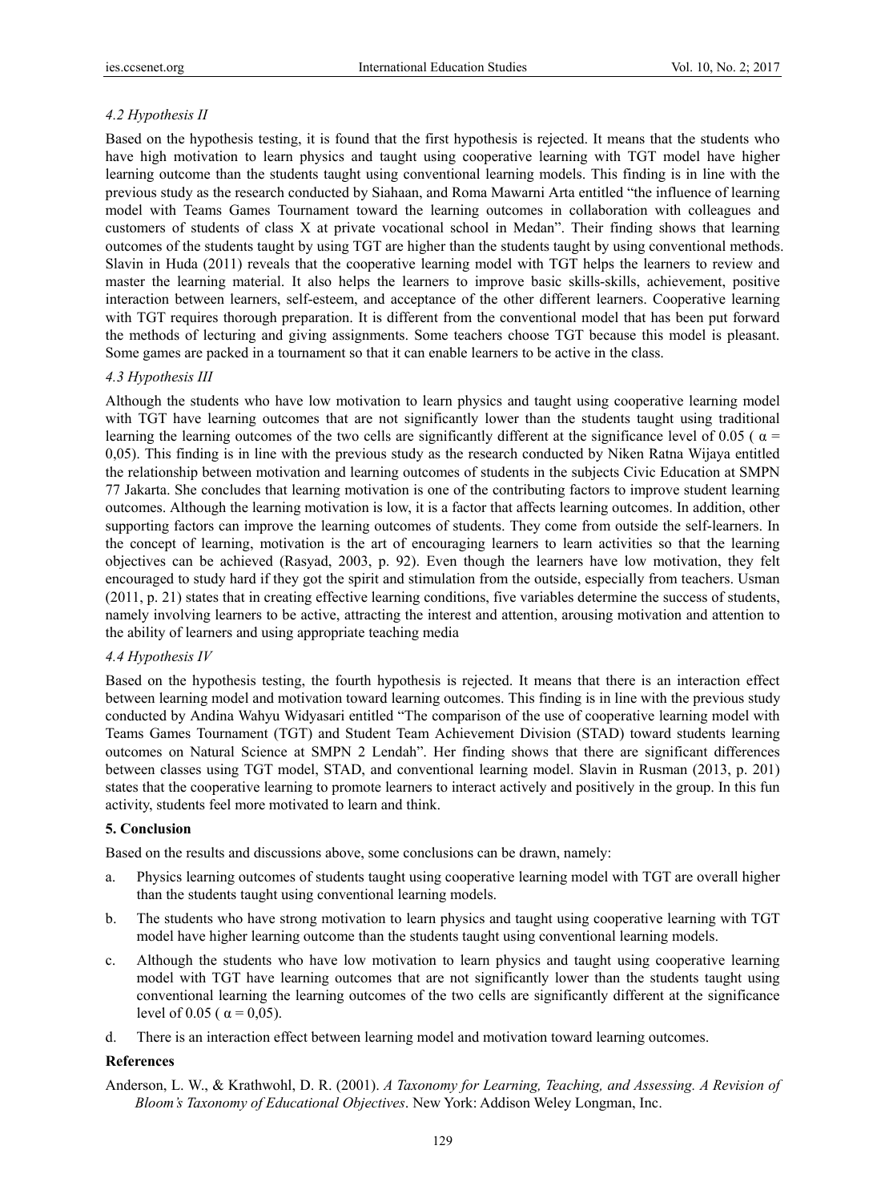### *4.2 Hypothesis II*

Based on the hypothesis testing, it is found that the first hypothesis is rejected. It means that the students who have high motivation to learn physics and taught using cooperative learning with TGT model have higher learning outcome than the students taught using conventional learning models. This finding is in line with the previous study as the research conducted by Siahaan, and Roma Mawarni Arta entitled "the influence of learning model with Teams Games Tournament toward the learning outcomes in collaboration with colleagues and customers of students of class X at private vocational school in Medan". Their finding shows that learning outcomes of the students taught by using TGT are higher than the students taught by using conventional methods. Slavin in Huda (2011) reveals that the cooperative learning model with TGT helps the learners to review and master the learning material. It also helps the learners to improve basic skills-skills, achievement, positive interaction between learners, self-esteem, and acceptance of the other different learners. Cooperative learning with TGT requires thorough preparation. It is different from the conventional model that has been put forward the methods of lecturing and giving assignments. Some teachers choose TGT because this model is pleasant. Some games are packed in a tournament so that it can enable learners to be active in the class.

### *4.3 Hypothesis III*

Although the students who have low motivation to learn physics and taught using cooperative learning model with TGT have learning outcomes that are not significantly lower than the students taught using traditional learning the learning outcomes of the two cells are significantly different at the significance level of 0.05 ( $\alpha$ = 0,05). This finding is in line with the previous study as the research conducted by Niken Ratna Wijaya entitled the relationship between motivation and learning outcomes of students in the subjects Civic Education at SMPN 77 Jakarta. She concludes that learning motivation is one of the contributing factors to improve student learning outcomes. Although the learning motivation is low, it is a factor that affects learning outcomes. In addition, other supporting factors can improve the learning outcomes of students. They come from outside the self-learners. In the concept of learning, motivation is the art of encouraging learners to learn activities so that the learning objectives can be achieved (Rasyad, 2003, p. 92). Even though the learners have low motivation, they felt encouraged to study hard if they got the spirit and stimulation from the outside, especially from teachers. Usman (2011, p. 21) states that in creating effective learning conditions, five variables determine the success of students, namely involving learners to be active, attracting the interest and attention, arousing motivation and attention to the ability of learners and using appropriate teaching media

### *4.4 Hypothesis IV*

Based on the hypothesis testing, the fourth hypothesis is rejected. It means that there is an interaction effect between learning model and motivation toward learning outcomes. This finding is in line with the previous study conducted by Andina Wahyu Widyasari entitled "The comparison of the use of cooperative learning model with Teams Games Tournament (TGT) and Student Team Achievement Division (STAD) toward students learning outcomes on Natural Science at SMPN 2 Lendah". Her finding shows that there are significant differences between classes using TGT model, STAD, and conventional learning model. Slavin in Rusman (2013, p. 201) states that the cooperative learning to promote learners to interact actively and positively in the group. In this fun activity, students feel more motivated to learn and think.

## 5. Conclusion

Based on the results and discussions above, some conclusions can be drawn, namely:

a. Physics learning outcomes of students taught using cooperative learning model with TGT are overall higher than the students taught using conventional learning models.

b. The students who have strong motivation to learn physics and taught using cooperative learning with TGT model have higher learning outcome than the students taught using conventional learning models.

c. Although the students who have low motivation to learn physics and taught using cooperative learning model with TGT have learning outcomes that are not significantly lower than the students taught using conventional learning the learning outcomes of the two cells are significantly different at the significance level of 0.05 ( $\alpha$ = 0,05).

d. There is an interaction effect between learning model and motivation toward learning outcomes.

## References

Anderson, L. W., & Krathwohl, D. R. (2001). *A Taxonomy for Learning, Teaching, and Assessing. A Revision of Bloom's Taxonomy of Educational Objectives*. New York: Addison Weley Longman, Inc.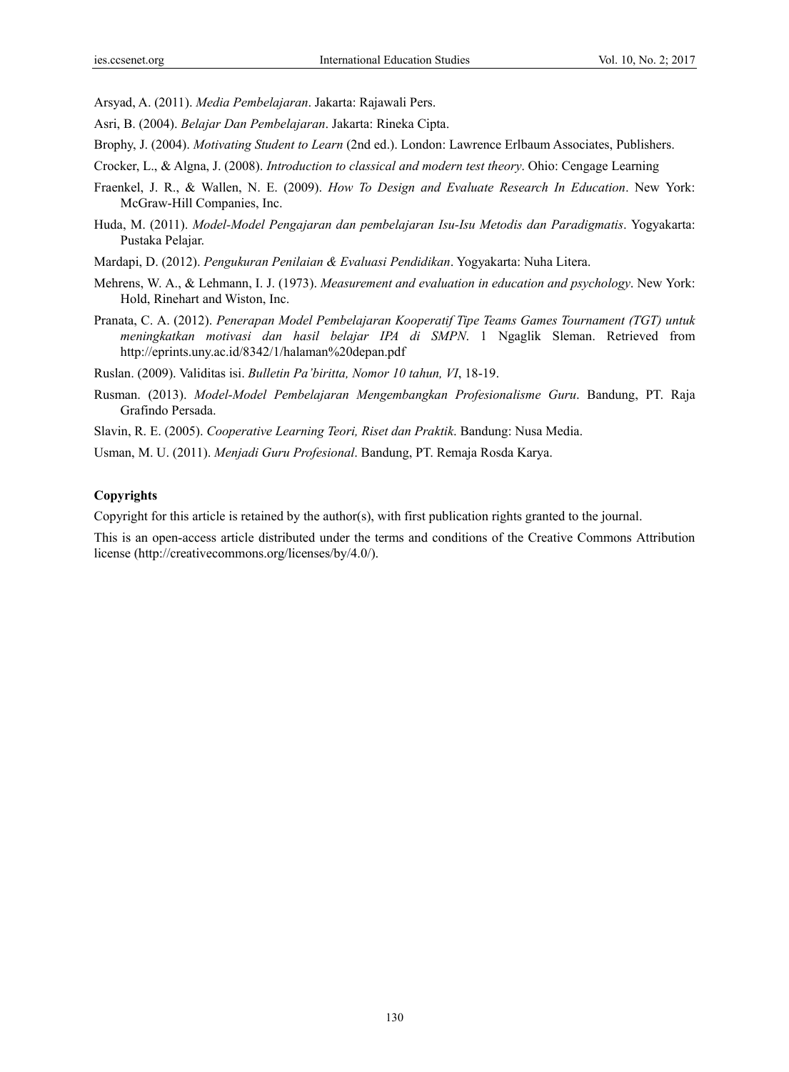Arsyad, A. (2011). *Media Pembelajaran*. Jakarta: Rajawali Pers.

Asri, B. (2004). *Belajar Dan Pembelajaran*. Jakarta: Rineka Cipta.

Brophy, J. (2004). *Motivating Student to Learn* (2nd ed.). London: Lawrence Erlbaum Associates, Publishers.

Crocker, L., & Algna, J. (2008). *Introduction to classical and modern test theory*. Ohio: Cengage Learning

Fraenkel, J. R., & Wallen, N. E. (2009). *How To Design and Evaluate Research In Education*. New York: McGraw-Hill Companies, Inc.

Huda, M. (2011). *Model-Model Pengajaran dan pembelajaran Isu-Isu Metodis dan Paradigmatis*. Yogyakarta: Pustaka Pelajar.

Mardapi, D. (2012). *Pengukuran Penilaian & Evaluasi Pendidikan*. Yogyakarta: Nuha Litera.

Mehrens, W. A., & Lehmann, I. J. (1973). *Measurement and evaluation in education and psychology*. New York: Hold, Rinehart and Wiston, Inc.

Pranata, C. A. (2012). *Penerapan Model Pembelajaran Kooperatif Tipe Teams Games Tournament (TGT) untuk meningkatkan motivasi dan hasil belajar IPA di SMPN*. 1 Ngaglik Sleman. Retrieved from http://eprints.uny.ac.id/8342/1/halaman%20depan.pdf

Ruslan. (2009). Validitas isi. *Bulletin Pa'biritta, Nomor 10 tahun, VI*, 18-19.

Rusman. (2013). *Model-Model Pembelajaran Mengembangkan Profesionalisme Guru*. Bandung, PT. Raja Grafindo Persada.

Slavin, R. E. (2005). *Cooperative Learning Teori, Riset dan Praktik*. Bandung: Nusa Media.

Usman, M. U. (2011). *Menjadi Guru Profesional*. Bandung, PT. Remaja Rosda Karya.

**Copyrights**

Copyright for this article is retained by the author(s), with first publication rights granted to the journal.

This is an open-access article distributed under the terms and conditions of the Creative Commons Attribution license (http://creativecommons.org/licenses/by/4.0/).